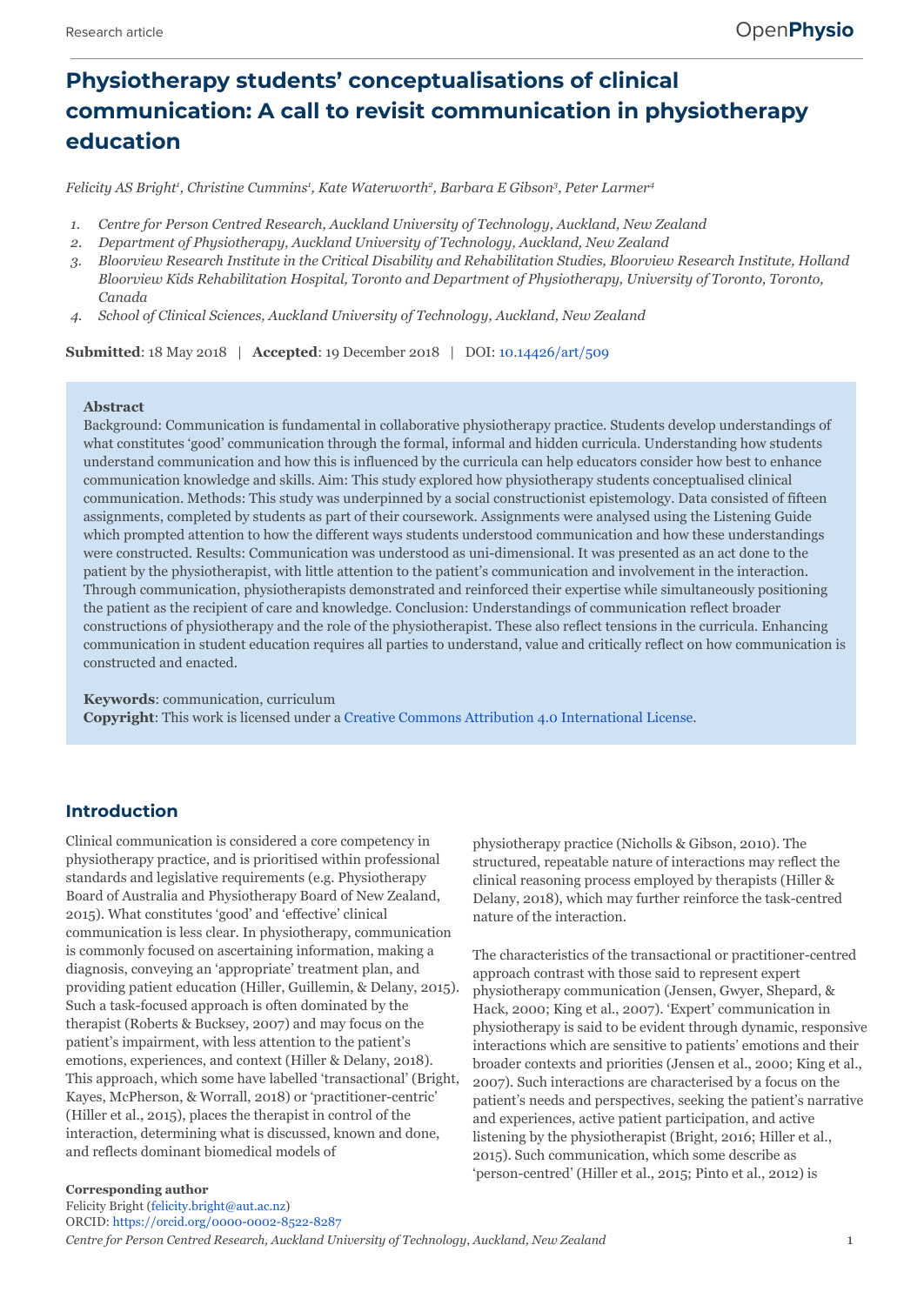Research article

# Physiotherapy students' conceptualisations of clinical communication: A call to revisit communication in physiotherapy education

*Felicity AS Bright[1], Christine Cummins[1], Kate Waterworth[2], Barbara E Gibson[3], Peter Larmer[4]*

1. *Centre for Person Centred Research, Auckland University of Technology, Auckland, New Zealand*
2. *Department of Physiotherapy, Auckland University of Technology, Auckland, New Zealand*
3. *Bloorview Research Institute in the Critical Disability and Rehabilitation Studies, Bloorview Research Institute, Holland Bloorview Kids Rehabilitation Hospital, Toronto and Department of Physiotherapy, University of Toronto, Toronto, Canada*
4. *School of Clinical Sciences, Auckland University of Technology, Auckland, New Zealand*

**Submitted**: 18 May 2018 | **Accepted**: 19 December 2018 | DOI: 10.14426/art/509

**Abstract**

Background: Communication is fundamental in collaborative physiotherapy practice. Students develop understandings of what constitutes 'good' communication through the formal, informal and hidden curricula. Understanding how students understand communication and how this is influenced by the curricula can help educators consider how best to enhance communication knowledge and skills. Aim: This study explored how physiotherapy students conceptualised clinical communication. Methods: This study was underpinned by a social constructionist epistemology. Data consisted of fifteen assignments, completed by students as part of their coursework. Assignments were analysed using the Listening Guide which prompted attention to how the different ways students understood communication and how these understandings were constructed. Results: Communication was understood as uni-dimensional. It was presented as an act done to the patient by the physiotherapist, with little attention to the patient's communication and involvement in the interaction. Through communication, physiotherapists demonstrated and reinforced their expertise while simultaneously positioning the patient as the recipient of care and knowledge. Conclusion: Understandings of communication reflect broader constructions of physiotherapy and the role of the physiotherapist. These also reflect tensions in the curricula. Enhancing communication in student education requires all parties to understand, value and critically reflect on how communication is constructed and enacted.

**Keywords**: communication, curriculum

**Copyright**: This work is licensed under a Creative Commons Attribution 4.0 International License.

## Introduction

Clinical communication is considered a core competency in physiotherapy practice, and is prioritised within professional standards and legislative requirements (e.g. Physiotherapy Board of Australia and Physiotherapy Board of New Zealand, 2015). What constitutes 'good' and 'effective' clinical communication is less clear. In physiotherapy, communication is commonly focused on ascertaining information, making a diagnosis, conveying an 'appropriate' treatment plan, and providing patient education (Hiller, Guillemin, & Delany, 2015). Such a task-focused approach is often dominated by the therapist (Roberts & Bucksey, 2007) and may focus on the patient's impairment, with less attention to the patient's emotions, experiences, and context (Hiller & Delany, 2018). This approach, which some have labelled 'transactional' (Bright, Kayes, McPherson, & Worrall, 2018) or 'practitioner-centric' (Hiller et al., 2015), places the therapist in control of the interaction, determining what is discussed, known and done, and reflects dominant biomedical models of physiotherapy practice (Nicholls & Gibson, 2010). The structured, repeatable nature of interactions may reflect the clinical reasoning process employed by therapists (Hiller & Delany, 2018), which may further reinforce the task-centred nature of the interaction.

The characteristics of the transactional or practitioner-centred approach contrast with those said to represent expert physiotherapy communication (Jensen, Gwyer, Shepard, & Hack, 2000; King et al., 2007). 'Expert' communication in physiotherapy is said to be evident through dynamic, responsive interactions which are sensitive to patients' emotions and their broader contexts and priorities (Jensen et al., 2000; King et al., 2007). Such interactions are characterised by a focus on the patient's needs and perspectives, seeking the patient's narrative and experiences, active patient participation, and active listening by the physiotherapist (Bright, 2016; Hiller et al., 2015). Such communication, which some describe as 'person-centred' (Hiller et al., 2015; Pinto et al., 2012) is

**Corresponding author**
Felicity Bright (felicity.bright@aut.ac.nz)
ORCID: https://orcid.org/0000-0002-8522-8287
*Centre for Person Centred Research, Auckland University of Technology, Auckland, New Zealand*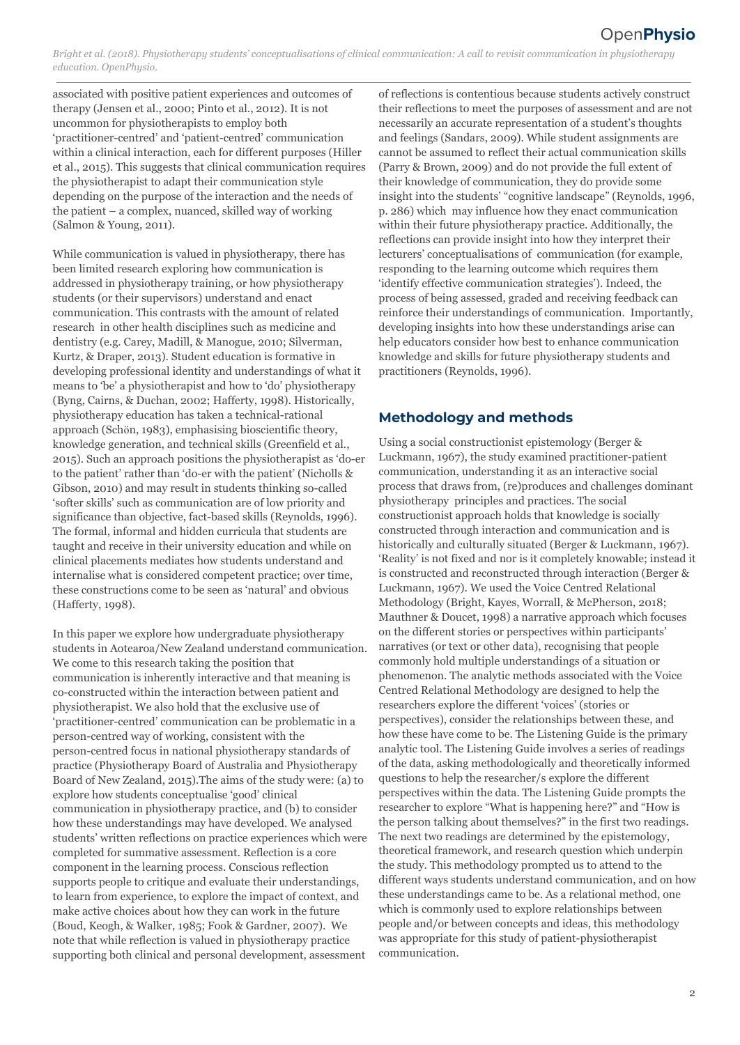associated with positive patient experiences and outcomes of therapy (Jensen et al., 2000; Pinto et al., 2012). It is not uncommon for physiotherapists to employ both 'practitioner-centred' and 'patient-centred' communication within a clinical interaction, each for different purposes (Hiller et al., 2015). This suggests that clinical communication requires the physiotherapist to adapt their communication style depending on the purpose of the interaction and the needs of the patient – a complex, nuanced, skilled way of working (Salmon & Young, 2011).

While communication is valued in physiotherapy, there has been limited research exploring how communication is addressed in physiotherapy training, or how physiotherapy students (or their supervisors) understand and enact communication. This contrasts with the amount of related research in other health disciplines such as medicine and dentistry (e.g. Carey, Madill, & Manogue, 2010; Silverman, Kurtz, & Draper, 2013). Student education is formative in developing professional identity and understandings of what it means to 'be' a physiotherapist and how to 'do' physiotherapy (Byng, Cairns, & Duchan, 2002; Hafferty, 1998). Historically, physiotherapy education has taken a technical-rational approach (Schön, 1983), emphasising bioscientific theory, knowledge generation, and technical skills (Greenfield et al., 2015). Such an approach positions the physiotherapist as 'do-er to the patient' rather than 'do-er with the patient' (Nicholls & Gibson, 2010) and may result in students thinking so-called 'softer skills' such as communication are of low priority and significance than objective, fact-based skills (Reynolds, 1996). The formal, informal and hidden curricula that students are taught and receive in their university education and while on clinical placements mediates how students understand and internalise what is considered competent practice; over time, these constructions come to be seen as 'natural' and obvious (Hafferty, 1998).

In this paper we explore how undergraduate physiotherapy students in Aotearoa/New Zealand understand communication. We come to this research taking the position that communication is inherently interactive and that meaning is co-constructed within the interaction between patient and physiotherapist. We also hold that the exclusive use of 'practitioner-centred' communication can be problematic in a person-centred way of working, consistent with the person-centred focus in national physiotherapy standards of practice (Physiotherapy Board of Australia and Physiotherapy Board of New Zealand, 2015).The aims of the study were: (a) to explore how students conceptualise 'good' clinical communication in physiotherapy practice, and (b) to consider how these understandings may have developed. We analysed students' written reflections on practice experiences which were completed for summative assessment. Reflection is a core component in the learning process. Conscious reflection supports people to critique and evaluate their understandings, to learn from experience, to explore the impact of context, and make active choices about how they can work in the future (Boud, Keogh, & Walker, 1985; Fook & Gardner, 2007). We note that while reflection is valued in physiotherapy practice supporting both clinical and personal development, assessment of reflections is contentious because students actively construct their reflections to meet the purposes of assessment and are not necessarily an accurate representation of a student's thoughts and feelings (Sandars, 2009). While student assignments are cannot be assumed to reflect their actual communication skills (Parry & Brown, 2009) and do not provide the full extent of their knowledge of communication, they do provide some insight into the students' "cognitive landscape" (Reynolds, 1996, p. 286) which may influence how they enact communication within their future physiotherapy practice. Additionally, the reflections can provide insight into how they interpret their lecturers' conceptualisations of communication (for example, responding to the learning outcome which requires them 'identify effective communication strategies'). Indeed, the process of being assessed, graded and receiving feedback can reinforce their understandings of communication. Importantly, developing insights into how these understandings arise can help educators consider how best to enhance communication knowledge and skills for future physiotherapy students and practitioners (Reynolds, 1996).

## Methodology and methods

Using a social constructionist epistemology (Berger & Luckmann, 1967), the study examined practitioner-patient communication, understanding it as an interactive social process that draws from, (re)produces and challenges dominant physiotherapy principles and practices. The social constructionist approach holds that knowledge is socially constructed through interaction and communication and is historically and culturally situated (Berger & Luckmann, 1967). 'Reality' is not fixed and nor is it completely knowable; instead it is constructed and reconstructed through interaction (Berger & Luckmann, 1967). We used the Voice Centred Relational Methodology (Bright, Kayes, Worrall, & McPherson, 2018; Mauthner & Doucet, 1998) a narrative approach which focuses on the different stories or perspectives within participants' narratives (or text or other data), recognising that people commonly hold multiple understandings of a situation or phenomenon. The analytic methods associated with the Voice Centred Relational Methodology are designed to help the researchers explore the different 'voices' (stories or perspectives), consider the relationships between these, and how these have come to be. The Listening Guide is the primary analytic tool. The Listening Guide involves a series of readings of the data, asking methodologically and theoretically informed questions to help the researcher/s explore the different perspectives within the data. The Listening Guide prompts the researcher to explore "What is happening here?" and "How is the person talking about themselves?" in the first two readings. The next two readings are determined by the epistemology, theoretical framework, and research question which underpin the study. This methodology prompted us to attend to the different ways students understand communication, and on how these understandings came to be. As a relational method, one which is commonly used to explore relationships between people and/or between concepts and ideas, this methodology was appropriate for this study of patient-physiotherapist communication.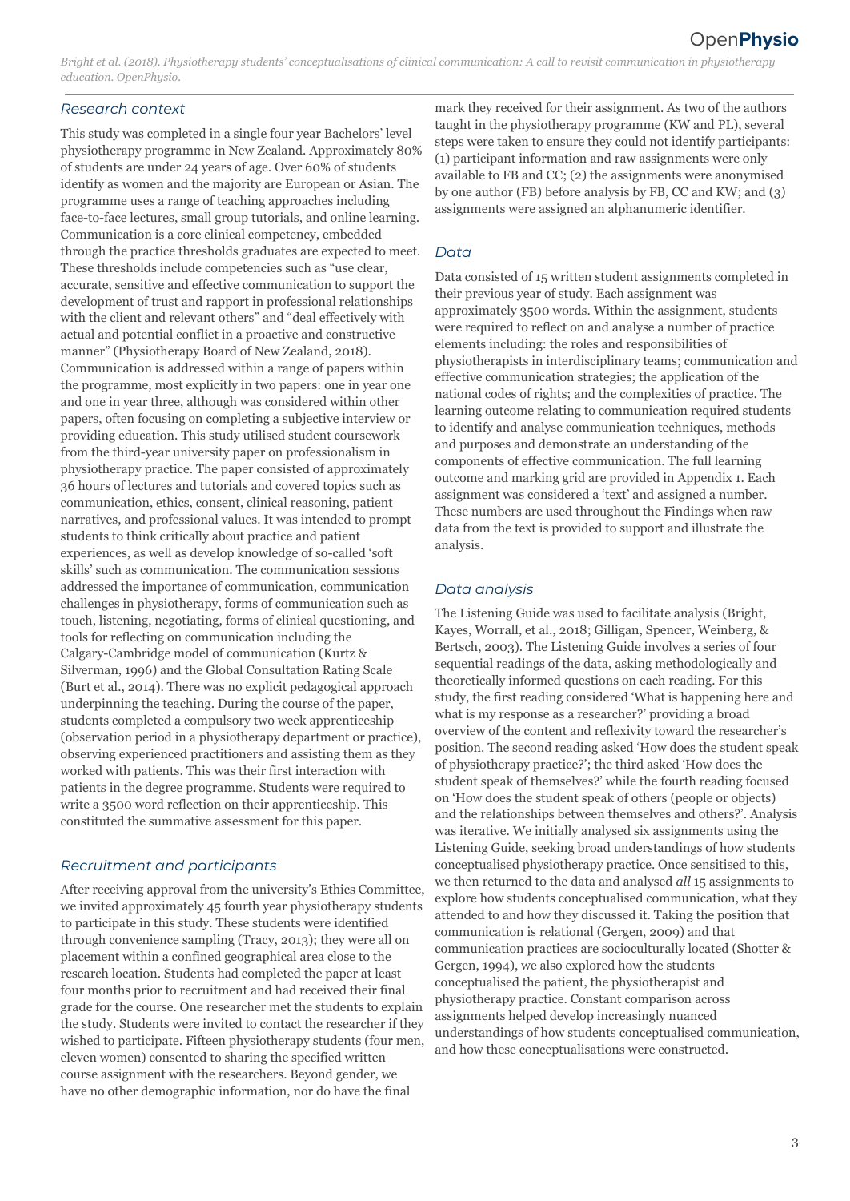### Research context

This study was completed in a single four year Bachelors' level physiotherapy programme in New Zealand. Approximately 80% of students are under 24 years of age. Over 60% of students identify as women and the majority are European or Asian. The programme uses a range of teaching approaches including face-to-face lectures, small group tutorials, and online learning. Communication is a core clinical competency, embedded through the practice thresholds graduates are expected to meet. These thresholds include competencies such as "use clear, accurate, sensitive and effective communication to support the development of trust and rapport in professional relationships with the client and relevant others" and "deal effectively with actual and potential conflict in a proactive and constructive manner" (Physiotherapy Board of New Zealand, 2018). Communication is addressed within a range of papers within the programme, most explicitly in two papers: one in year one and one in year three, although was considered within other papers, often focusing on completing a subjective interview or providing education. This study utilised student coursework from the third-year university paper on professionalism in physiotherapy practice. The paper consisted of approximately 36 hours of lectures and tutorials and covered topics such as communication, ethics, consent, clinical reasoning, patient narratives, and professional values. It was intended to prompt students to think critically about practice and patient experiences, as well as develop knowledge of so-called 'soft skills' such as communication. The communication sessions addressed the importance of communication, communication challenges in physiotherapy, forms of communication such as touch, listening, negotiating, forms of clinical questioning, and tools for reflecting on communication including the Calgary-Cambridge model of communication (Kurtz & Silverman, 1996) and the Global Consultation Rating Scale (Burt et al., 2014). There was no explicit pedagogical approach underpinning the teaching. During the course of the paper, students completed a compulsory two week apprenticeship (observation period in a physiotherapy department or practice), observing experienced practitioners and assisting them as they worked with patients. This was their first interaction with patients in the degree programme. Students were required to write a 3500 word reflection on their apprenticeship. This constituted the summative assessment for this paper.

### Recruitment and participants

After receiving approval from the university's Ethics Committee, we invited approximately 45 fourth year physiotherapy students to participate in this study. These students were identified through convenience sampling (Tracy, 2013); they were all on placement within a confined geographical area close to the research location. Students had completed the paper at least four months prior to recruitment and had received their final grade for the course. One researcher met the students to explain the study. Students were invited to contact the researcher if they wished to participate. Fifteen physiotherapy students (four men, eleven women) consented to sharing the specified written course assignment with the researchers. Beyond gender, we have no other demographic information, nor do have the final mark they received for their assignment. As two of the authors taught in the physiotherapy programme (KW and PL), several steps were taken to ensure they could not identify participants: (1) participant information and raw assignments were only available to FB and CC; (2) the assignments were anonymised by one author (FB) before analysis by FB, CC and KW; and (3) assignments were assigned an alphanumeric identifier.

### Data

Data consisted of 15 written student assignments completed in their previous year of study. Each assignment was approximately 3500 words. Within the assignment, students were required to reflect on and analyse a number of practice elements including: the roles and responsibilities of physiotherapists in interdisciplinary teams; communication and effective communication strategies; the application of the national codes of rights; and the complexities of practice. The learning outcome relating to communication required students to identify and analyse communication techniques, methods and purposes and demonstrate an understanding of the components of effective communication. The full learning outcome and marking grid are provided in Appendix 1. Each assignment was considered a 'text' and assigned a number. These numbers are used throughout the Findings when raw data from the text is provided to support and illustrate the analysis.

### Data analysis

The Listening Guide was used to facilitate analysis (Bright, Kayes, Worrall, et al., 2018; Gilligan, Spencer, Weinberg, & Bertsch, 2003). The Listening Guide involves a series of four sequential readings of the data, asking methodologically and theoretically informed questions on each reading. For this study, the first reading considered 'What is happening here and what is my response as a researcher?' providing a broad overview of the content and reflexivity toward the researcher's position. The second reading asked 'How does the student speak of physiotherapy practice?'; the third asked 'How does the student speak of themselves?' while the fourth reading focused on 'How does the student speak of others (people or objects) and the relationships between themselves and others?'. Analysis was iterative. We initially analysed six assignments using the Listening Guide, seeking broad understandings of how students conceptualised physiotherapy practice. Once sensitised to this, we then returned to the data and analysed *all* 15 assignments to explore how students conceptualised communication, what they attended to and how they discussed it. Taking the position that communication is relational (Gergen, 2009) and that communication practices are socioculturally located (Shotter & Gergen, 1994), we also explored how the students conceptualised the patient, the physiotherapist and physiotherapy practice. Constant comparison across assignments helped develop increasingly nuanced understandings of how students conceptualised communication, and how these conceptualisations were constructed.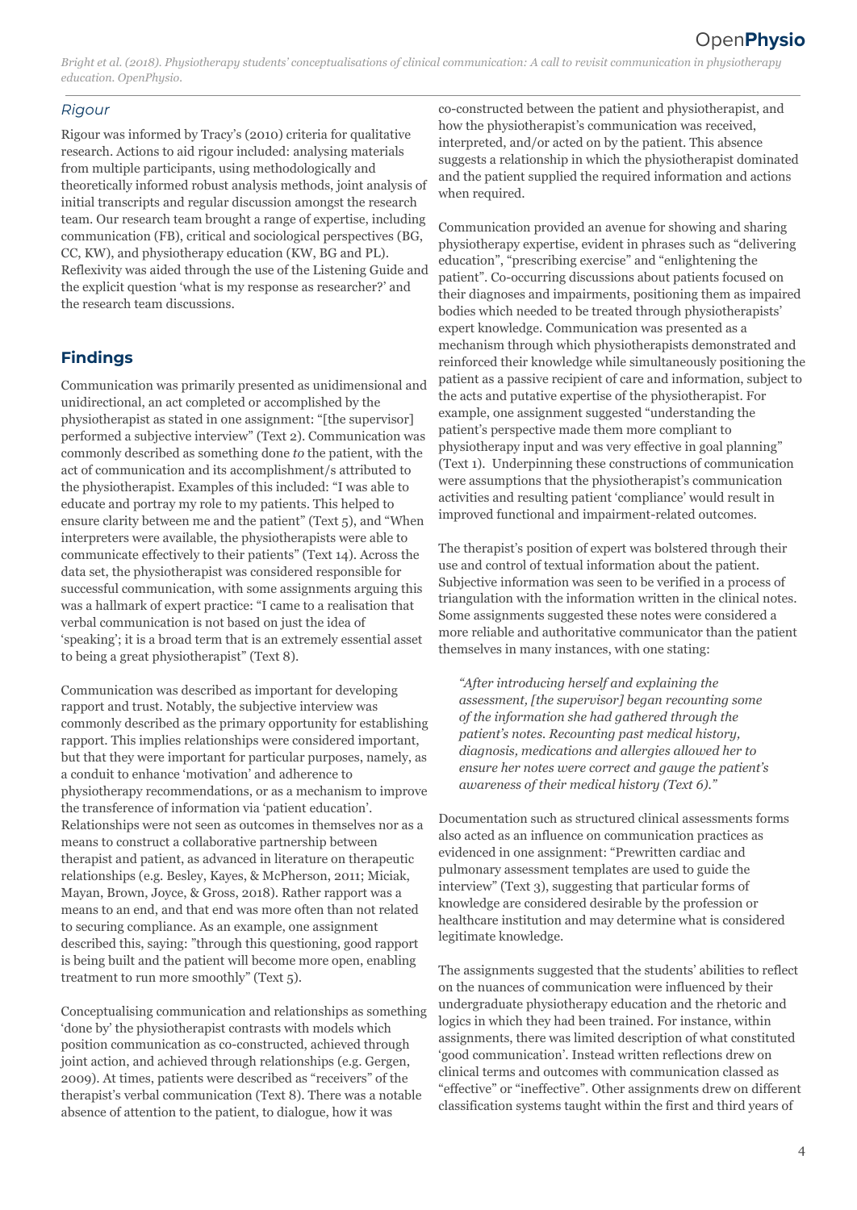### *Rigour*

Rigour was informed by Tracy's (2010) criteria for qualitative research. Actions to aid rigour included: analysing materials from multiple participants, using methodologically and theoretically informed robust analysis methods, joint analysis of initial transcripts and regular discussion amongst the research team. Our research team brought a range of expertise, including communication (FB), critical and sociological perspectives (BG, CC, KW), and physiotherapy education (KW, BG and PL). Reflexivity was aided through the use of the Listening Guide and the explicit question 'what is my response as researcher?' and the research team discussions.

## Findings

Communication was primarily presented as unidimensional and unidirectional, an act completed or accomplished by the physiotherapist as stated in one assignment: "[the supervisor] performed a subjective interview" (Text 2). Communication was commonly described as something done *to* the patient, with the act of communication and its accomplishment/s attributed to the physiotherapist. Examples of this included: "I was able to educate and portray my role to my patients. This helped to ensure clarity between me and the patient" (Text 5), and "When interpreters were available, the physiotherapists were able to communicate effectively to their patients" (Text 14). Across the data set, the physiotherapist was considered responsible for successful communication, with some assignments arguing this was a hallmark of expert practice: "I came to a realisation that verbal communication is not based on just the idea of 'speaking'; it is a broad term that is an extremely essential asset to being a great physiotherapist" (Text 8).

Communication was described as important for developing rapport and trust. Notably, the subjective interview was commonly described as the primary opportunity for establishing rapport. This implies relationships were considered important, but that they were important for particular purposes, namely, as a conduit to enhance 'motivation' and adherence to physiotherapy recommendations, or as a mechanism to improve the transference of information via 'patient education'. Relationships were not seen as outcomes in themselves nor as a means to construct a collaborative partnership between therapist and patient, as advanced in literature on therapeutic relationships (e.g. Besley, Kayes, & McPherson, 2011; Miciak, Mayan, Brown, Joyce, & Gross, 2018). Rather rapport was a means to an end, and that end was more often than not related to securing compliance. As an example, one assignment described this, saying: "through this questioning, good rapport is being built and the patient will become more open, enabling treatment to run more smoothly" (Text 5).

Conceptualising communication and relationships as something 'done by' the physiotherapist contrasts with models which position communication as co-constructed, achieved through joint action, and achieved through relationships (e.g. Gergen, 2009). At times, patients were described as "receivers" of the therapist's verbal communication (Text 8). There was a notable absence of attention to the patient, to dialogue, how it was co-constructed between the patient and physiotherapist, and how the physiotherapist's communication was received, interpreted, and/or acted on by the patient. This absence suggests a relationship in which the physiotherapist dominated and the patient supplied the required information and actions when required.

Communication provided an avenue for showing and sharing physiotherapy expertise, evident in phrases such as "delivering education", "prescribing exercise" and "enlightening the patient". Co-occurring discussions about patients focused on their diagnoses and impairments, positioning them as impaired bodies which needed to be treated through physiotherapists' expert knowledge. Communication was presented as a mechanism through which physiotherapists demonstrated and reinforced their knowledge while simultaneously positioning the patient as a passive recipient of care and information, subject to the acts and putative expertise of the physiotherapist. For example, one assignment suggested "understanding the patient's perspective made them more compliant to physiotherapy input and was very effective in goal planning" (Text 1). Underpinning these constructions of communication were assumptions that the physiotherapist's communication activities and resulting patient 'compliance' would result in improved functional and impairment-related outcomes.

The therapist's position of expert was bolstered through their use and control of textual information about the patient. Subjective information was seen to be verified in a process of triangulation with the information written in the clinical notes. Some assignments suggested these notes were considered a more reliable and authoritative communicator than the patient themselves in many instances, with one stating:

> *"After introducing herself and explaining the assessment, [the supervisor] began recounting some of the information she had gathered through the patient's notes. Recounting past medical history, diagnosis, medications and allergies allowed her to ensure her notes were correct and gauge the patient's awareness of their medical history (Text 6)."*

Documentation such as structured clinical assessments forms also acted as an influence on communication practices as evidenced in one assignment: "Prewritten cardiac and pulmonary assessment templates are used to guide the interview" (Text 3), suggesting that particular forms of knowledge are considered desirable by the profession or healthcare institution and may determine what is considered legitimate knowledge.

The assignments suggested that the students' abilities to reflect on the nuances of communication were influenced by their undergraduate physiotherapy education and the rhetoric and logics in which they had been trained. For instance, within assignments, there was limited description of what constituted 'good communication'. Instead written reflections drew on clinical terms and outcomes with communication classed as "effective" or "ineffective". Other assignments drew on different classification systems taught within the first and third years of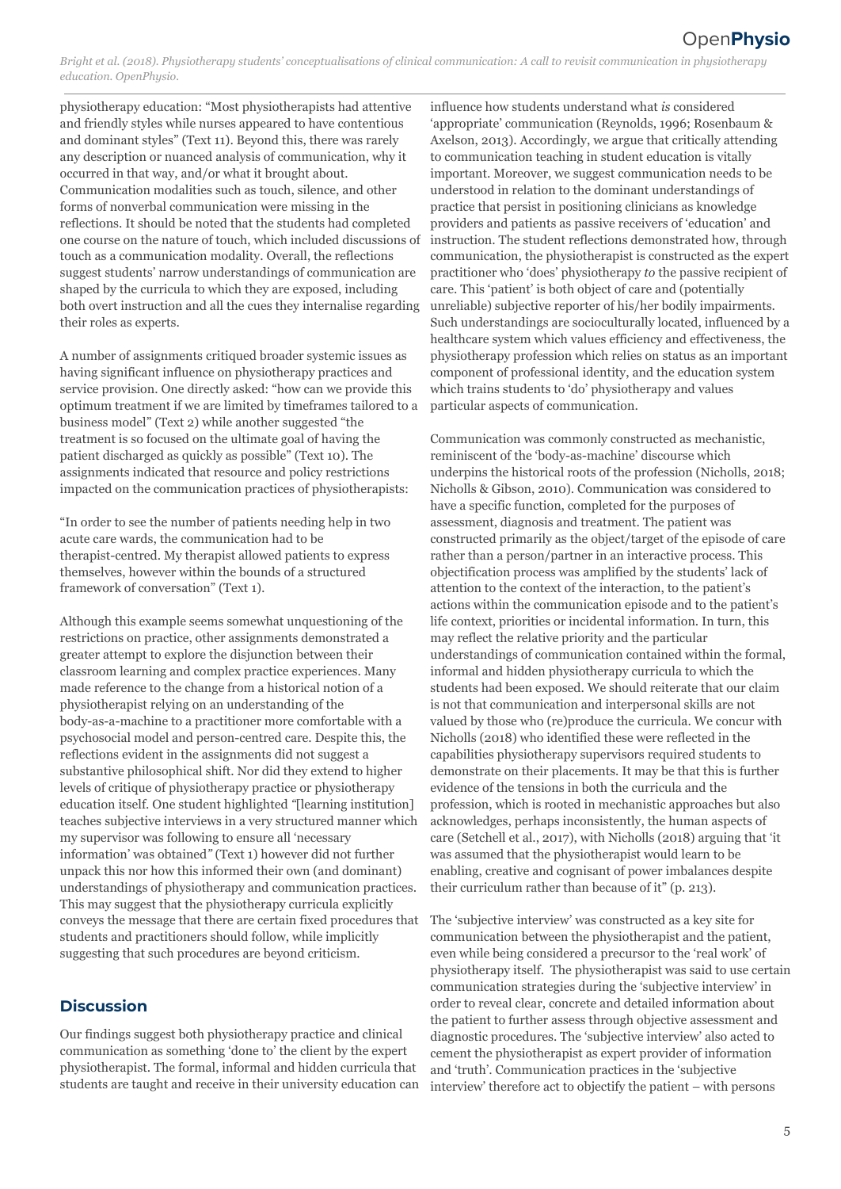physiotherapy education: "Most physiotherapists had attentive and friendly styles while nurses appeared to have contentious and dominant styles" (Text 11). Beyond this, there was rarely any description or nuanced analysis of communication, why it occurred in that way, and/or what it brought about. Communication modalities such as touch, silence, and other forms of nonverbal communication were missing in the reflections. It should be noted that the students had completed one course on the nature of touch, which included discussions of touch as a communication modality. Overall, the reflections suggest students' narrow understandings of communication are shaped by the curricula to which they are exposed, including both overt instruction and all the cues they internalise regarding their roles as experts.

A number of assignments critiqued broader systemic issues as having significant influence on physiotherapy practices and service provision. One directly asked: "how can we provide this optimum treatment if we are limited by timeframes tailored to a business model" (Text 2) while another suggested "the treatment is so focused on the ultimate goal of having the patient discharged as quickly as possible" (Text 10). The assignments indicated that resource and policy restrictions impacted on the communication practices of physiotherapists:

"In order to see the number of patients needing help in two acute care wards, the communication had to be therapist-centred. My therapist allowed patients to express themselves, however within the bounds of a structured framework of conversation" (Text 1).

Although this example seems somewhat unquestioning of the restrictions on practice, other assignments demonstrated a greater attempt to explore the disjunction between their classroom learning and complex practice experiences. Many made reference to the change from a historical notion of a physiotherapist relying on an understanding of the body-as-a-machine to a practitioner more comfortable with a psychosocial model and person-centred care. Despite this, the reflections evident in the assignments did not suggest a substantive philosophical shift. Nor did they extend to higher levels of critique of physiotherapy practice or physiotherapy education itself. One student highlighted "[learning institution] teaches subjective interviews in a very structured manner which my supervisor was following to ensure all 'necessary information' was obtained" (Text 1) however did not further unpack this nor how this informed their own (and dominant) understandings of physiotherapy and communication practices. This may suggest that the physiotherapy curricula explicitly conveys the message that there are certain fixed procedures that students and practitioners should follow, while implicitly suggesting that such procedures are beyond criticism.

## Discussion

Our findings suggest both physiotherapy practice and clinical communication as something 'done to' the client by the expert physiotherapist. The formal, informal and hidden curricula that students are taught and receive in their university education can influence how students understand what *is* considered 'appropriate' communication (Reynolds, 1996; Rosenbaum & Axelson, 2013). Accordingly, we argue that critically attending to communication teaching in student education is vitally important. Moreover, we suggest communication needs to be understood in relation to the dominant understandings of practice that persist in positioning clinicians as knowledge providers and patients as passive receivers of 'education' and instruction. The student reflections demonstrated how, through communication, the physiotherapist is constructed as the expert practitioner who 'does' physiotherapy *to* the passive recipient of care. This 'patient' is both object of care and (potentially unreliable) subjective reporter of his/her bodily impairments. Such understandings are socioculturally located, influenced by a healthcare system which values efficiency and effectiveness, the physiotherapy profession which relies on status as an important component of professional identity, and the education system which trains students to 'do' physiotherapy and values particular aspects of communication.

Communication was commonly constructed as mechanistic, reminiscent of the 'body-as-machine' discourse which underpins the historical roots of the profession (Nicholls, 2018; Nicholls & Gibson, 2010). Communication was considered to have a specific function, completed for the purposes of assessment, diagnosis and treatment. The patient was constructed primarily as the object/target of the episode of care rather than a person/partner in an interactive process. This objectification process was amplified by the students' lack of attention to the context of the interaction, to the patient's actions within the communication episode and to the patient's life context, priorities or incidental information. In turn, this may reflect the relative priority and the particular understandings of communication contained within the formal, informal and hidden physiotherapy curricula to which the students had been exposed. We should reiterate that our claim is not that communication and interpersonal skills are not valued by those who (re)produce the curricula. We concur with Nicholls (2018) who identified these were reflected in the capabilities physiotherapy supervisors required students to demonstrate on their placements. It may be that this is further evidence of the tensions in both the curricula and the profession, which is rooted in mechanistic approaches but also acknowledges, perhaps inconsistently, the human aspects of care (Setchell et al., 2017), with Nicholls (2018) arguing that 'it was assumed that the physiotherapist would learn to be enabling, creative and cognisant of power imbalances despite their curriculum rather than because of it" (p. 213).

The 'subjective interview' was constructed as a key site for communication between the physiotherapist and the patient, even while being considered a precursor to the 'real work' of physiotherapy itself. The physiotherapist was said to use certain communication strategies during the 'subjective interview' in order to reveal clear, concrete and detailed information about the patient to further assess through objective assessment and diagnostic procedures. The 'subjective interview' also acted to cement the physiotherapist as expert provider of information and 'truth'. Communication practices in the 'subjective interview' therefore act to objectify the patient – with persons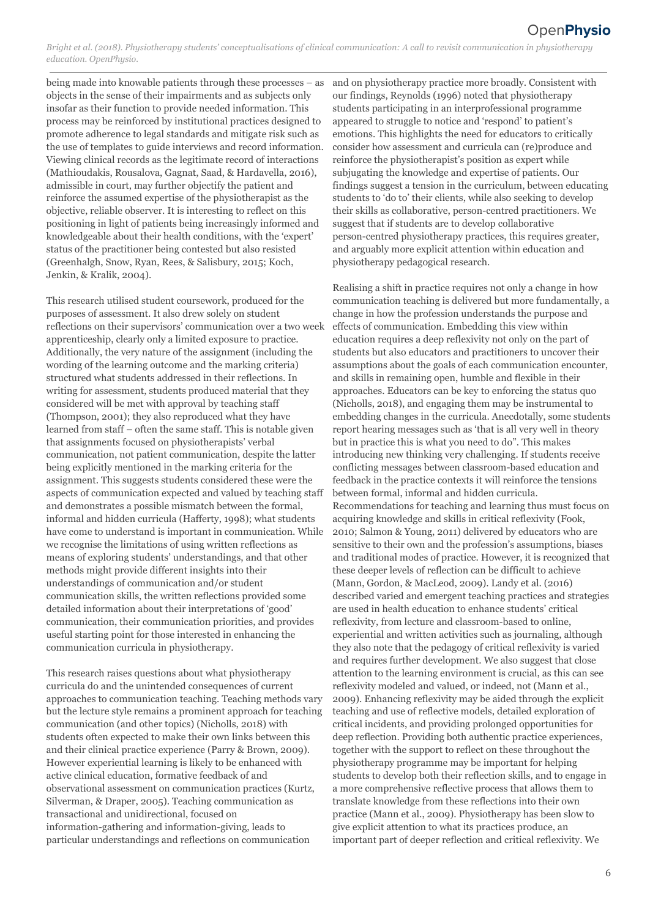being made into knowable patients through these processes – as objects in the sense of their impairments and as subjects only insofar as their function to provide needed information. This process may be reinforced by institutional practices designed to promote adherence to legal standards and mitigate risk such as the use of templates to guide interviews and record information. Viewing clinical records as the legitimate record of interactions (Mathioudakis, Rousalova, Gagnat, Saad, & Hardavella, 2016), admissible in court, may further objectify the patient and reinforce the assumed expertise of the physiotherapist as the objective, reliable observer. It is interesting to reflect on this positioning in light of patients being increasingly informed and knowledgeable about their health conditions, with the 'expert' status of the practitioner being contested but also resisted (Greenhalgh, Snow, Ryan, Rees, & Salisbury, 2015; Koch, Jenkin, & Kralik, 2004).

This research utilised student coursework, produced for the purposes of assessment. It also drew solely on student reflections on their supervisors' communication over a two week apprenticeship, clearly only a limited exposure to practice. Additionally, the very nature of the assignment (including the wording of the learning outcome and the marking criteria) structured what students addressed in their reflections. In writing for assessment, students produced material that they considered will be met with approval by teaching staff (Thompson, 2001); they also reproduced what they have learned from staff – often the same staff. This is notable given that assignments focused on physiotherapists' verbal communication, not patient communication, despite the latter being explicitly mentioned in the marking criteria for the assignment. This suggests students considered these were the aspects of communication expected and valued by teaching staff and demonstrates a possible mismatch between the formal, informal and hidden curricula (Hafferty, 1998); what students have come to understand is important in communication. While we recognise the limitations of using written reflections as means of exploring students' understandings, and that other methods might provide different insights into their understandings of communication and/or student communication skills, the written reflections provided some detailed information about their interpretations of 'good' communication, their communication priorities, and provides useful starting point for those interested in enhancing the communication curricula in physiotherapy.

This research raises questions about what physiotherapy curricula do and the unintended consequences of current approaches to communication teaching. Teaching methods vary but the lecture style remains a prominent approach for teaching communication (and other topics) (Nicholls, 2018) with students often expected to make their own links between this and their clinical practice experience (Parry & Brown, 2009). However experiential learning is likely to be enhanced with active clinical education, formative feedback of and observational assessment on communication practices (Kurtz, Silverman, & Draper, 2005). Teaching communication as transactional and unidirectional, focused on information-gathering and information-giving, leads to particular understandings and reflections on communication and on physiotherapy practice more broadly. Consistent with our findings, Reynolds (1996) noted that physiotherapy students participating in an interprofessional programme appeared to struggle to notice and 'respond' to patient's emotions. This highlights the need for educators to critically consider how assessment and curricula can (re)produce and reinforce the physiotherapist's position as expert while subjugating the knowledge and expertise of patients. Our findings suggest a tension in the curriculum, between educating students to 'do to' their clients, while also seeking to develop their skills as collaborative, person-centred practitioners. We suggest that if students are to develop collaborative person-centred physiotherapy practices, this requires greater, and arguably more explicit attention within education and physiotherapy pedagogical research.

Realising a shift in practice requires not only a change in how communication teaching is delivered but more fundamentally, a change in how the profession understands the purpose and effects of communication. Embedding this view within education requires a deep reflexivity not only on the part of students but also educators and practitioners to uncover their assumptions about the goals of each communication encounter, and skills in remaining open, humble and flexible in their approaches. Educators can be key to enforcing the status quo (Nicholls, 2018), and engaging them may be instrumental to embedding changes in the curricula. Anecdotally, some students report hearing messages such as 'that is all very well in theory but in practice this is what you need to do". This makes introducing new thinking very challenging. If students receive conflicting messages between classroom-based education and feedback in the practice contexts it will reinforce the tensions between formal, informal and hidden curricula. Recommendations for teaching and learning thus must focus on acquiring knowledge and skills in critical reflexivity (Fook, 2010; Salmon & Young, 2011) delivered by educators who are sensitive to their own and the profession's assumptions, biases and traditional modes of practice. However, it is recognized that these deeper levels of reflection can be difficult to achieve (Mann, Gordon, & MacLeod, 2009). Landy et al. (2016) described varied and emergent teaching practices and strategies are used in health education to enhance students' critical reflexivity, from lecture and classroom-based to online, experiential and written activities such as journaling, although they also note that the pedagogy of critical reflexivity is varied and requires further development. We also suggest that close attention to the learning environment is crucial, as this can see reflexivity modeled and valued, or indeed, not (Mann et al., 2009). Enhancing reflexivity may be aided through the explicit teaching and use of reflective models, detailed exploration of critical incidents, and providing prolonged opportunities for deep reflection. Providing both authentic practice experiences, together with the support to reflect on these throughout the physiotherapy programme may be important for helping students to develop both their reflection skills, and to engage in a more comprehensive reflective process that allows them to translate knowledge from these reflections into their own practice (Mann et al., 2009). Physiotherapy has been slow to give explicit attention to what its practices produce, an important part of deeper reflection and critical reflexivity. We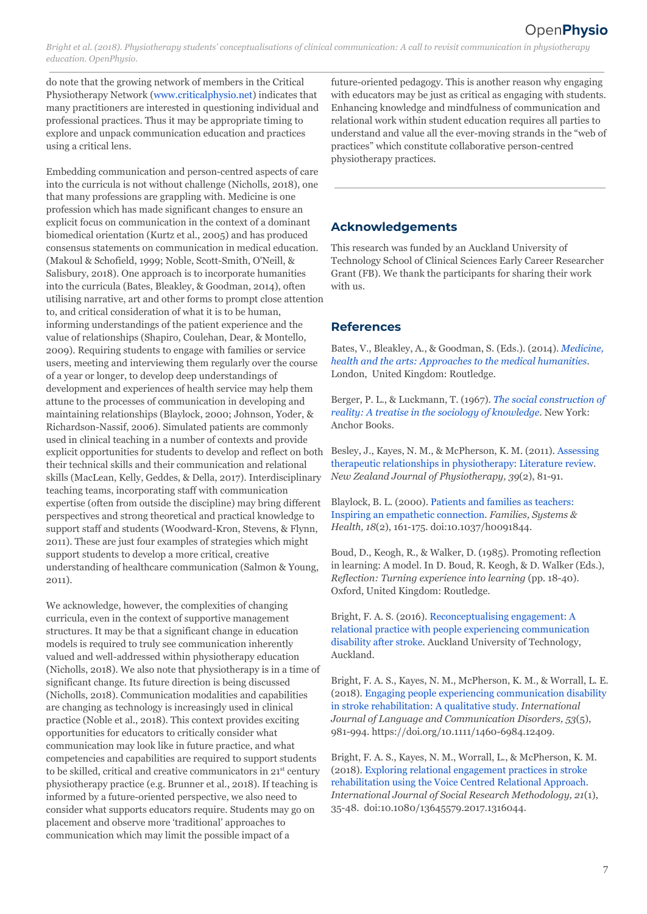do note that the growing network of members in the Critical Physiotherapy Network (www.criticalphysio.net) indicates that many practitioners are interested in questioning individual and professional practices. Thus it may be appropriate timing to explore and unpack communication education and practices using a critical lens.

Embedding communication and person-centred aspects of care into the curricula is not without challenge (Nicholls, 2018), one that many professions are grappling with. Medicine is one profession which has made significant changes to ensure an explicit focus on communication in the context of a dominant biomedical orientation (Kurtz et al., 2005) and has produced consensus statements on communication in medical education. (Makoul & Schofield, 1999; Noble, Scott-Smith, O'Neill, & Salisbury, 2018). One approach is to incorporate humanities into the curricula (Bates, Bleakley, & Goodman, 2014), often utilising narrative, art and other forms to prompt close attention to, and critical consideration of what it is to be human, informing understandings of the patient experience and the value of relationships (Shapiro, Coulehan, Dear, & Montello, 2009). Requiring students to engage with families or service users, meeting and interviewing them regularly over the course of a year or longer, to develop deep understandings of development and experiences of health service may help them attune to the processes of communication in developing and maintaining relationships (Blaylock, 2000; Johnson, Yoder, & Richardson-Nassif, 2006). Simulated patients are commonly used in clinical teaching in a number of contexts and provide explicit opportunities for students to develop and reflect on both their technical skills and their communication and relational skills (MacLean, Kelly, Geddes, & Della, 2017). Interdisciplinary teaching teams, incorporating staff with communication expertise (often from outside the discipline) may bring different perspectives and strong theoretical and practical knowledge to support staff and students (Woodward-Kron, Stevens, & Flynn, 2011). These are just four examples of strategies which might support students to develop a more critical, creative understanding of healthcare communication (Salmon & Young, 2011).

We acknowledge, however, the complexities of changing curricula, even in the context of supportive management structures. It may be that a significant change in education models is required to truly see communication inherently valued and well-addressed within physiotherapy education (Nicholls, 2018). We also note that physiotherapy is in a time of significant change. Its future direction is being discussed (Nicholls, 2018). Communication modalities and capabilities are changing as technology is increasingly used in clinical practice (Noble et al., 2018). This context provides exciting opportunities for educators to critically consider what communication may look like in future practice, and what competencies and capabilities are required to support students to be skilled, critical and creative communicators in 21st century physiotherapy practice (e.g. Brunner et al., 2018). If teaching is informed by a future-oriented perspective, we also need to consider what supports educators require. Students may go on placement and observe more 'traditional' approaches to communication which may limit the possible impact of a future-oriented pedagogy. This is another reason why engaging with educators may be just as critical as engaging with students. Enhancing knowledge and mindfulness of communication and relational work within student education requires all parties to understand and value all the ever-moving strands in the "web of practices" which constitute collaborative person-centred physiotherapy practices.

## Acknowledgements

This research was funded by an Auckland University of Technology School of Clinical Sciences Early Career Researcher Grant (FB). We thank the participants for sharing their work with us.

## References

Bates, V., Bleakley, A., & Goodman, S. (Eds.). (2014). *Medicine, health and the arts: Approaches to the medical humanities*. London, United Kingdom: Routledge.

Berger, P. L., & Luckmann, T. (1967). *The social construction of reality: A treatise in the sociology of knowledge*. New York: Anchor Books.

Besley, J., Kayes, N. M., & McPherson, K. M. (2011). Assessing therapeutic relationships in physiotherapy: Literature review. *New Zealand Journal of Physiotherapy, 39*(2), 81-91.

Blaylock, B. L. (2000). Patients and families as teachers: Inspiring an empathetic connection. *Families, Systems & Health, 18*(2), 161-175. doi:10.1037/h0091844.

Boud, D., Keogh, R., & Walker, D. (1985). Promoting reflection in learning: A model. In D. Boud, R. Keogh, & D. Walker (Eds.), *Reflection: Turning experience into learning* (pp. 18-40). Oxford, United Kingdom: Routledge.

Bright, F. A. S. (2016). Reconceptualising engagement: A relational practice with people experiencing communication disability after stroke. Auckland University of Technology, Auckland.

Bright, F. A. S., Kayes, N. M., McPherson, K. M., & Worrall, L. E. (2018). Engaging people experiencing communication disability in stroke rehabilitation: A qualitative study. *International Journal of Language and Communication Disorders, 53*(5), 981-994. https://doi.org/10.1111/1460-6984.12409.

Bright, F. A. S., Kayes, N. M., Worrall, L., & McPherson, K. M. (2018). Exploring relational engagement practices in stroke rehabilitation using the Voice Centred Relational Approach. *International Journal of Social Research Methodology, 21*(1), 35-48. doi:10.1080/13645579.2017.1316044.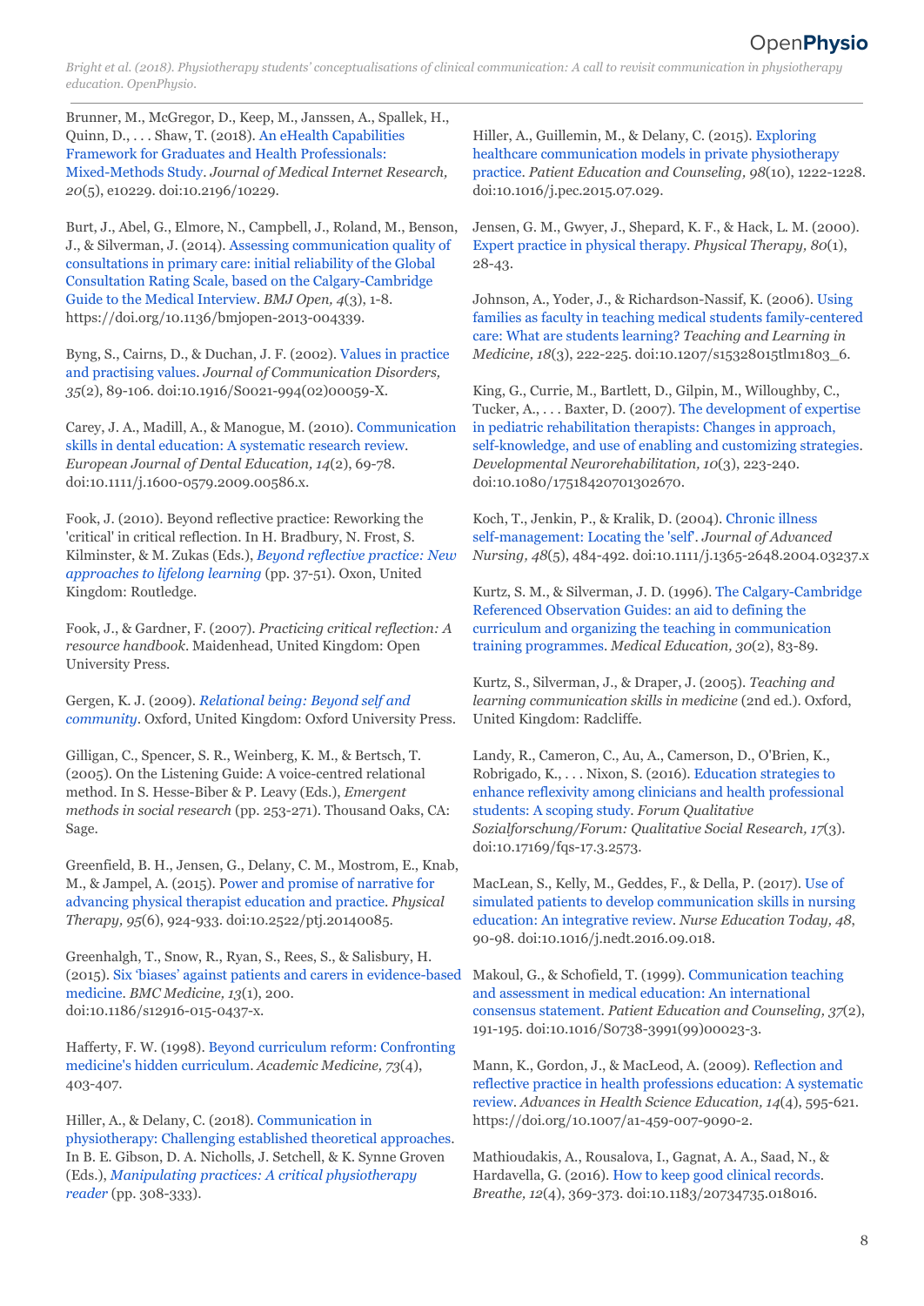Brunner, M., McGregor, D., Keep, M., Janssen, A., Spallek, H., Quinn, D., . . . Shaw, T. (2018). An eHealth Capabilities Framework for Graduates and Health Professionals: Mixed-Methods Study. *Journal of Medical Internet Research, 20*(5), e10229. doi:10.2196/10229.

Burt, J., Abel, G., Elmore, N., Campbell, J., Roland, M., Benson, J., & Silverman, J. (2014). Assessing communication quality of consultations in primary care: initial reliability of the Global Consultation Rating Scale, based on the Calgary-Cambridge Guide to the Medical Interview. *BMJ Open, 4*(3), 1-8. https://doi.org/10.1136/bmjopen-2013-004339.

Byng, S., Cairns, D., & Duchan, J. F. (2002). Values in practice and practising values. *Journal of Communication Disorders, 35*(2), 89-106. doi:10.1916/S0021-994(02)00059-X.

Carey, J. A., Madill, A., & Manogue, M. (2010). Communication skills in dental education: A systematic research review. *European Journal of Dental Education, 14*(2), 69-78. doi:10.1111/j.1600-0579.2009.00586.x.

Fook, J. (2010). Beyond reflective practice: Reworking the 'critical' in critical reflection. In H. Bradbury, N. Frost, S. Kilminster, & M. Zukas (Eds.), *Beyond reflective practice: New approaches to lifelong learning* (pp. 37-51). Oxon, United Kingdom: Routledge.

Fook, J., & Gardner, F. (2007). *Practicing critical reflection: A resource handbook*. Maidenhead, United Kingdom: Open University Press.

Gergen, K. J. (2009). *Relational being: Beyond self and community*. Oxford, United Kingdom: Oxford University Press.

Gilligan, C., Spencer, S. R., Weinberg, K. M., & Bertsch, T. (2005). On the Listening Guide: A voice-centred relational method. In S. Hesse-Biber & P. Leavy (Eds.), *Emergent methods in social research* (pp. 253-271). Thousand Oaks, CA: Sage.

Greenfield, B. H., Jensen, G., Delany, C. M., Mostrom, E., Knab, M., & Jampel, A. (2015). Power and promise of narrative for advancing physical therapist education and practice. *Physical Therapy, 95*(6), 924-933. doi:10.2522/ptj.20140085.

Greenhalgh, T., Snow, R., Ryan, S., Rees, S., & Salisbury, H. (2015). Six 'biases' against patients and carers in evidence-based medicine. *BMC Medicine, 13*(1), 200. doi:10.1186/s12916-015-0437-x.

Hafferty, F. W. (1998). Beyond curriculum reform: Confronting medicine's hidden curriculum. *Academic Medicine, 73*(4), 403-407.

Hiller, A., & Delany, C. (2018). Communication in physiotherapy: Challenging established theoretical approaches. In B. E. Gibson, D. A. Nicholls, J. Setchell, & K. Synne Groven (Eds.), *Manipulating practices: A critical physiotherapy reader* (pp. 308-333).

Hiller, A., Guillemin, M., & Delany, C. (2015). Exploring healthcare communication models in private physiotherapy practice. *Patient Education and Counseling, 98*(10), 1222-1228. doi:10.1016/j.pec.2015.07.029.

Jensen, G. M., Gwyer, J., Shepard, K. F., & Hack, L. M. (2000). Expert practice in physical therapy. *Physical Therapy, 80*(1), 28-43.

Johnson, A., Yoder, J., & Richardson-Nassif, K. (2006). Using families as faculty in teaching medical students family-centered care: What are students learning? *Teaching and Learning in Medicine, 18*(3), 222-225. doi:10.1207/s15328015tlm1803_6.

King, G., Currie, M., Bartlett, D., Gilpin, M., Willoughby, C., Tucker, A., . . . Baxter, D. (2007). The development of expertise in pediatric rehabilitation therapists: Changes in approach, self-knowledge, and use of enabling and customizing strategies. *Developmental Neurorehabilitation, 10*(3), 223-240. doi:10.1080/17518420701302670.

Koch, T., Jenkin, P., & Kralik, D. (2004). Chronic illness self-management: Locating the 'self'. *Journal of Advanced Nursing, 48*(5), 484-492. doi:10.1111/j.1365-2648.2004.03237.x

Kurtz, S. M., & Silverman, J. D. (1996). The Calgary-Cambridge Referenced Observation Guides: an aid to defining the curriculum and organizing the teaching in communication training programmes. *Medical Education, 30*(2), 83-89.

Kurtz, S., Silverman, J., & Draper, J. (2005). *Teaching and learning communication skills in medicine* (2nd ed.). Oxford, United Kingdom: Radcliffe.

Landy, R., Cameron, C., Au, A., Camerson, D., O'Brien, K., Robrigado, K., . . . Nixon, S. (2016). Education strategies to enhance reflexivity among clinicians and health professional students: A scoping study. *Forum Qualitative Sozialforschung/Forum: Qualitative Social Research, 17*(3). doi:10.17169/fqs-17.3.2573.

MacLean, S., Kelly, M., Geddes, F., & Della, P. (2017). Use of simulated patients to develop communication skills in nursing education: An integrative review. *Nurse Education Today, 48*, 90-98. doi:10.1016/j.nedt.2016.09.018.

Makoul, G., & Schofield, T. (1999). Communication teaching and assessment in medical education: An international consensus statement. *Patient Education and Counseling, 37*(2), 191-195. doi:10.1016/S0738-3991(99)00023-3.

Mann, K., Gordon, J., & MacLeod, A. (2009). Reflection and reflective practice in health professions education: A systematic review. *Advances in Health Science Education, 14*(4), 595-621. https://doi.org/10.1007/a1-459-007-9090-2.

Mathioudakis, A., Rousalova, I., Gagnat, A. A., Saad, N., & Hardavella, G. (2016). How to keep good clinical records. *Breathe, 12*(4), 369-373. doi:10.1183/20734735.018016.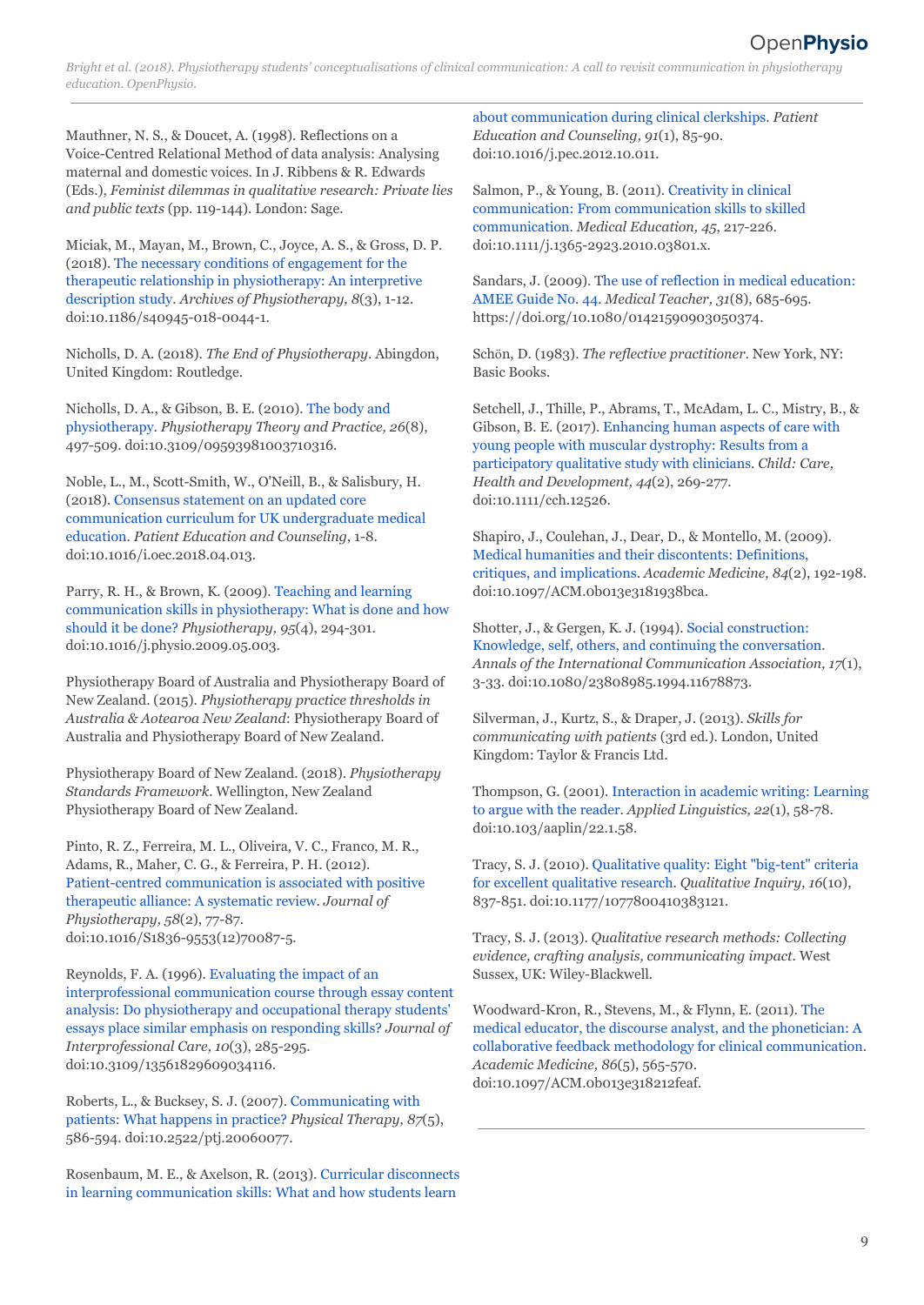Mauthner, N. S., & Doucet, A. (1998). Reflections on a Voice-Centred Relational Method of data analysis: Analysing maternal and domestic voices. In J. Ribbens & R. Edwards (Eds.), *Feminist dilemmas in qualitative research: Private lies and public texts* (pp. 119-144). London: Sage.

Miciak, M., Mayan, M., Brown, C., Joyce, A. S., & Gross, D. P. (2018). The necessary conditions of engagement for the therapeutic relationship in physiotherapy: An interpretive description study. *Archives of Physiotherapy, 8*(3), 1-12. doi:10.1186/s40945-018-0044-1.

Nicholls, D. A. (2018). *The End of Physiotherapy*. Abingdon, United Kingdom: Routledge.

Nicholls, D. A., & Gibson, B. E. (2010). The body and physiotherapy. *Physiotherapy Theory and Practice, 26*(8), 497-509. doi:10.3109/09593981003710316.

Noble, L., M., Scott-Smith, W., O'Neill, B., & Salisbury, H. (2018). Consensus statement on an updated core communication curriculum for UK undergraduate medical education. *Patient Education and Counseling*, 1-8. doi:10.1016/i.oec.2018.04.013.

Parry, R. H., & Brown, K. (2009). Teaching and learning communication skills in physiotherapy: What is done and how should it be done? *Physiotherapy, 95*(4), 294-301. doi:10.1016/j.physio.2009.05.003.

Physiotherapy Board of Australia and Physiotherapy Board of New Zealand. (2015). *Physiotherapy practice thresholds in Australia & Aotearoa New Zealand*: Physiotherapy Board of Australia and Physiotherapy Board of New Zealand.

Physiotherapy Board of New Zealand. (2018). *Physiotherapy Standards Framework*. Wellington, New Zealand Physiotherapy Board of New Zealand.

Pinto, R. Z., Ferreira, M. L., Oliveira, V. C., Franco, M. R., Adams, R., Maher, C. G., & Ferreira, P. H. (2012). Patient-centred communication is associated with positive therapeutic alliance: A systematic review. *Journal of Physiotherapy, 58*(2), 77-87. doi:10.1016/S1836-9553(12)70087-5.

Reynolds, F. A. (1996). Evaluating the impact of an interprofessional communication course through essay content analysis: Do physiotherapy and occupational therapy students' essays place similar emphasis on responding skills? *Journal of Interprofessional Care, 10*(3), 285-295. doi:10.3109/13561829609034116.

Roberts, L., & Bucksey, S. J. (2007). Communicating with patients: What happens in practice? *Physical Therapy, 87*(5), 586-594. doi:10.2522/ptj.20060077.

Rosenbaum, M. E., & Axelson, R. (2013). Curricular disconnects in learning communication skills: What and how students learn about communication during clinical clerkships. *Patient Education and Counseling, 91*(1), 85-90. doi:10.1016/j.pec.2012.10.011.

Salmon, P., & Young, B. (2011). Creativity in clinical communication: From communication skills to skilled communication. *Medical Education, 45*, 217-226. doi:10.1111/j.1365-2923.2010.03801.x.

Sandars, J. (2009). The use of reflection in medical education: AMEE Guide No. 44. *Medical Teacher, 31*(8), 685-695. https://doi.org/10.1080/01421590903050374.

Schön, D. (1983). *The reflective practitioner*. New York, NY: Basic Books.

Setchell, J., Thille, P., Abrams, T., McAdam, L. C., Mistry, B., & Gibson, B. E. (2017). Enhancing human aspects of care with young people with muscular dystrophy: Results from a participatory qualitative study with clinicians. *Child: Care, Health and Development, 44*(2), 269-277. doi:10.1111/cch.12526.

Shapiro, J., Coulehan, J., Dear, D., & Montello, M. (2009). Medical humanities and their discontents: Definitions, critiques, and implications. *Academic Medicine, 84*(2), 192-198. doi:10.1097/ACM.0b013e3181938bca.

Shotter, J., & Gergen, K. J. (1994). Social construction: Knowledge, self, others, and continuing the conversation. *Annals of the International Communication Association, 17*(1), 3-33. doi:10.1080/23808985.1994.11678873.

Silverman, J., Kurtz, S., & Draper, J. (2013). *Skills for communicating with patients* (3rd ed.). London, United Kingdom: Taylor & Francis Ltd.

Thompson, G. (2001). Interaction in academic writing: Learning to argue with the reader. *Applied Linguistics, 22*(1), 58-78. doi:10.103/aaplin/22.1.58.

Tracy, S. J. (2010). Qualitative quality: Eight "big-tent" criteria for excellent qualitative research. *Qualitative Inquiry, 16*(10), 837-851. doi:10.1177/1077800410383121.

Tracy, S. J. (2013). *Qualitative research methods: Collecting evidence, crafting analysis, communicating impact*. West Sussex, UK: Wiley-Blackwell.

Woodward-Kron, R., Stevens, M., & Flynn, E. (2011). The medical educator, the discourse analyst, and the phonetician: A collaborative feedback methodology for clinical communication. *Academic Medicine, 86*(5), 565-570. doi:10.1097/ACM.0b013e318212feaf.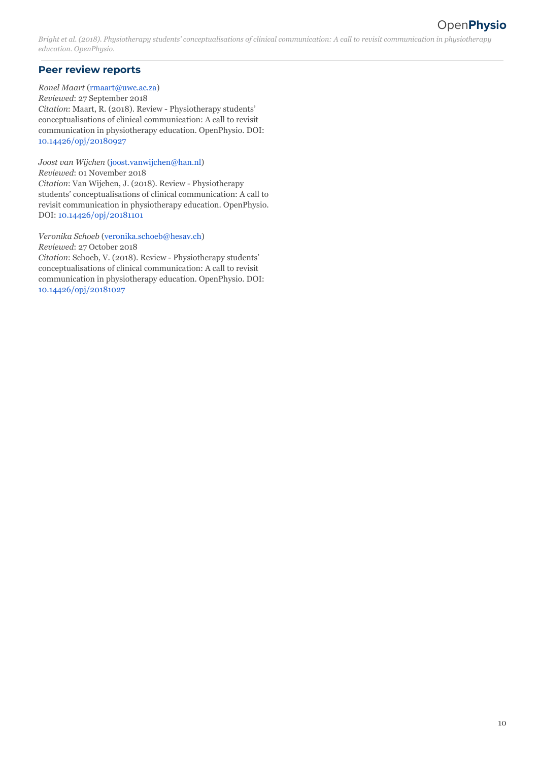## Peer review reports

*Ronel Maart* (rmaart@uwc.ac.za)
*Reviewed*: 27 September 2018
*Citation*: Maart, R. (2018). Review - Physiotherapy students' conceptualisations of clinical communication: A call to revisit communication in physiotherapy education. OpenPhysio. DOI: 10.14426/opj/20180927

*Joost van Wijchen* (joost.vanwijchen@han.nl)
*Reviewed*: 01 November 2018
*Citation*: Van Wijchen, J. (2018). Review - Physiotherapy students' conceptualisations of clinical communication: A call to revisit communication in physiotherapy education. OpenPhysio. DOI: 10.14426/opj/20181101

*Veronika Schoeb* (veronika.schoeb@hesav.ch)
*Reviewed*: 27 October 2018
*Citation*: Schoeb, V. (2018). Review - Physiotherapy students' conceptualisations of clinical communication: A call to revisit communication in physiotherapy education. OpenPhysio. DOI: 10.14426/opj/20181027